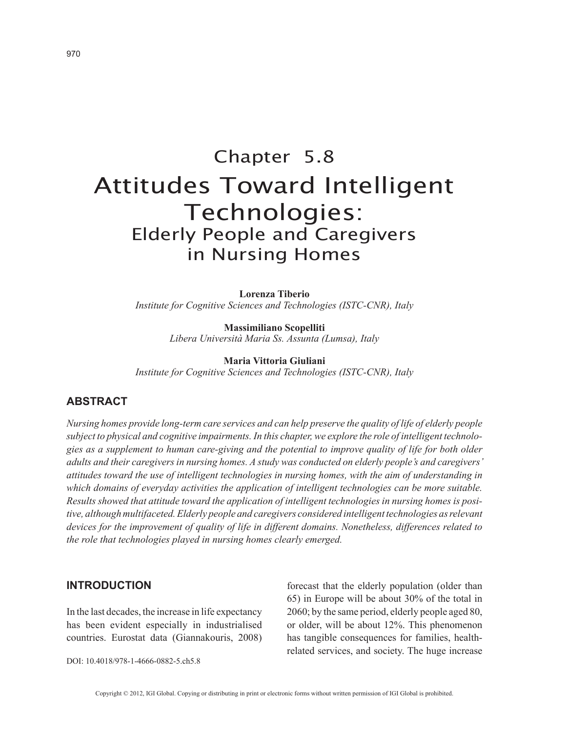# Chapter 5.8

# Attitudes Toward Intelligent Technologies:

## Elderly People and Caregivers in Nursing Homes

**Lorenza Tiberio**
*Institute for Cognitive Sciences and Technologies (ISTC-CNR), Italy*

**Massimiliano Scopelliti**
*Libera Università Maria Ss. Assunta (Lumsa), Italy*

**Maria Vittoria Giuliani**
*Institute for Cognitive Sciences and Technologies (ISTC-CNR), Italy*

## ABSTRACT

*Nursing homes provide long-term care services and can help preserve the quality of life of elderly people subject to physical and cognitive impairments. In this chapter, we explore the role of intelligent technologies as a supplement to human care-giving and the potential to improve quality of life for both older adults and their caregivers in nursing homes. A study was conducted on elderly people's and caregivers' attitudes toward the use of intelligent technologies in nursing homes, with the aim of understanding in which domains of everyday activities the application of intelligent technologies can be more suitable. Results showed that attitude toward the application of intelligent technologies in nursing homes is positive, although multifaceted. Elderly people and caregivers considered intelligent technologies as relevant devices for the improvement of quality of life in different domains. Nonetheless, differences related to the role that technologies played in nursing homes clearly emerged.*

## INTRODUCTION

In the last decades, the increase in life expectancy has been evident especially in industrialised countries. Eurostat data (Giannakouris, 2008) forecast that the elderly population (older than 65) in Europe will be about 30% of the total in 2060; by the same period, elderly people aged 80, or older, will be about 12%. This phenomenon has tangible consequences for families, health-related services, and society. The huge increase

DOI: 10.4018/978-1-4666-0882-5.ch5.8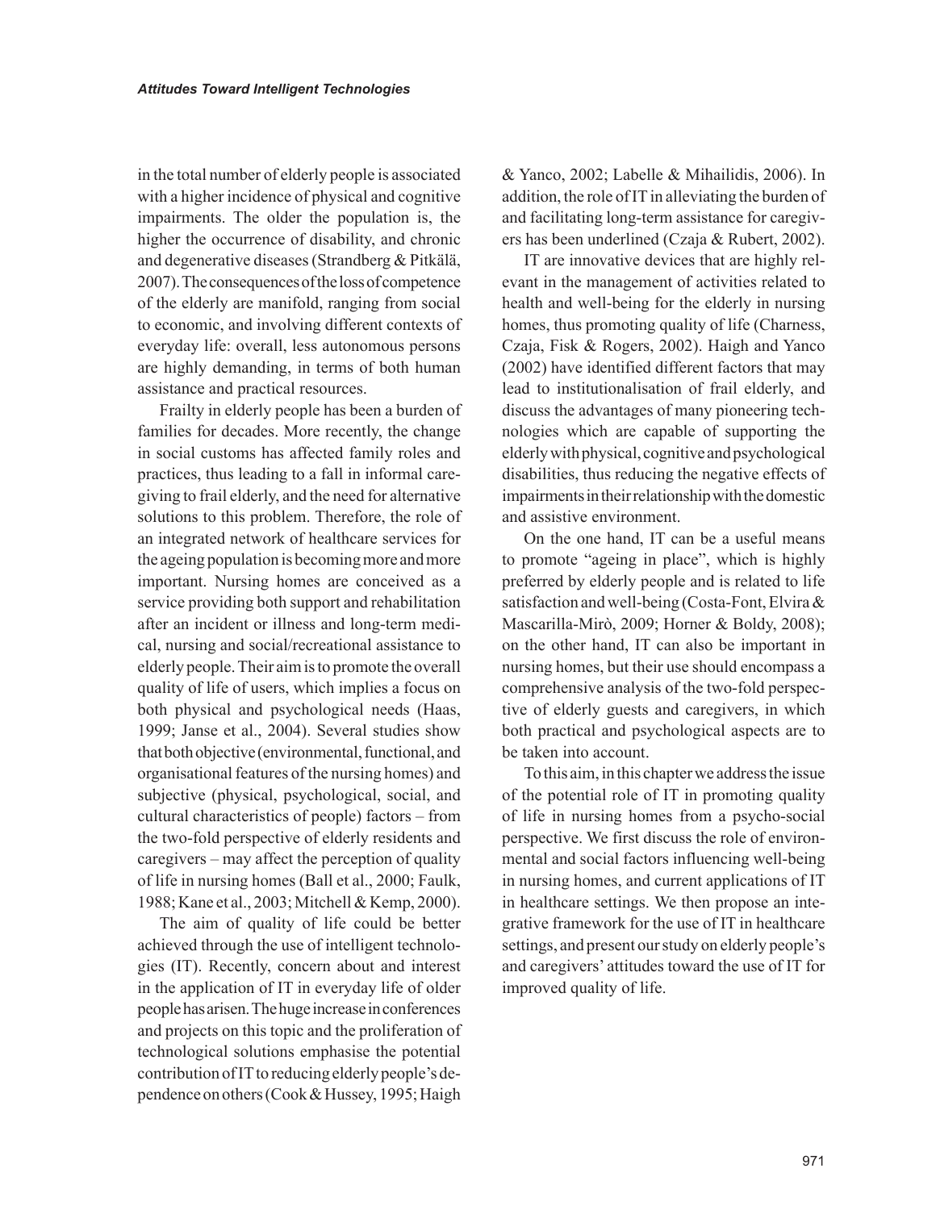in the total number of elderly people is associated with a higher incidence of physical and cognitive impairments. The older the population is, the higher the occurrence of disability, and chronic and degenerative diseases (Strandberg & Pitkälä, 2007). The consequences of the loss of competence of the elderly are manifold, ranging from social to economic, and involving different contexts of everyday life: overall, less autonomous persons are highly demanding, in terms of both human assistance and practical resources.

Frailty in elderly people has been a burden of families for decades. More recently, the change in social customs has affected family roles and practices, thus leading to a fall in informal caregiving to frail elderly, and the need for alternative solutions to this problem. Therefore, the role of an integrated network of healthcare services for the ageing population is becoming more and more important. Nursing homes are conceived as a service providing both support and rehabilitation after an incident or illness and long-term medical, nursing and social/recreational assistance to elderly people. Their aim is to promote the overall quality of life of users, which implies a focus on both physical and psychological needs (Haas, 1999; Janse et al., 2004). Several studies show that both objective (environmental, functional, and organisational features of the nursing homes) and subjective (physical, psychological, social, and cultural characteristics of people) factors – from the two-fold perspective of elderly residents and caregivers – may affect the perception of quality of life in nursing homes (Ball et al., 2000; Faulk, 1988; Kane et al., 2003; Mitchell & Kemp, 2000).

The aim of quality of life could be better achieved through the use of intelligent technologies (IT). Recently, concern about and interest in the application of IT in everyday life of older people has arisen. The huge increase in conferences and projects on this topic and the proliferation of technological solutions emphasise the potential contribution of IT to reducing elderly people's dependence on others (Cook & Hussey, 1995; Haigh & Yanco, 2002; Labelle & Mihailidis, 2006). In addition, the role of IT in alleviating the burden of and facilitating long-term assistance for caregivers has been underlined (Czaja & Rubert, 2002).

IT are innovative devices that are highly relevant in the management of activities related to health and well-being for the elderly in nursing homes, thus promoting quality of life (Charness, Czaja, Fisk & Rogers, 2002). Haigh and Yanco (2002) have identified different factors that may lead to institutionalisation of frail elderly, and discuss the advantages of many pioneering technologies which are capable of supporting the elderly with physical, cognitive and psychological disabilities, thus reducing the negative effects of impairments in their relationship with the domestic and assistive environment.

On the one hand, IT can be a useful means to promote "ageing in place", which is highly preferred by elderly people and is related to life satisfaction and well-being (Costa-Font, Elvira & Mascarilla-Mirò, 2009; Horner & Boldy, 2008); on the other hand, IT can also be important in nursing homes, but their use should encompass a comprehensive analysis of the two-fold perspective of elderly guests and caregivers, in which both practical and psychological aspects are to be taken into account.

To this aim, in this chapter we address the issue of the potential role of IT in promoting quality of life in nursing homes from a psycho-social perspective. We first discuss the role of environmental and social factors influencing well-being in nursing homes, and current applications of IT in healthcare settings. We then propose an integrative framework for the use of IT in healthcare settings, and present our study on elderly people's and caregivers' attitudes toward the use of IT for improved quality of life.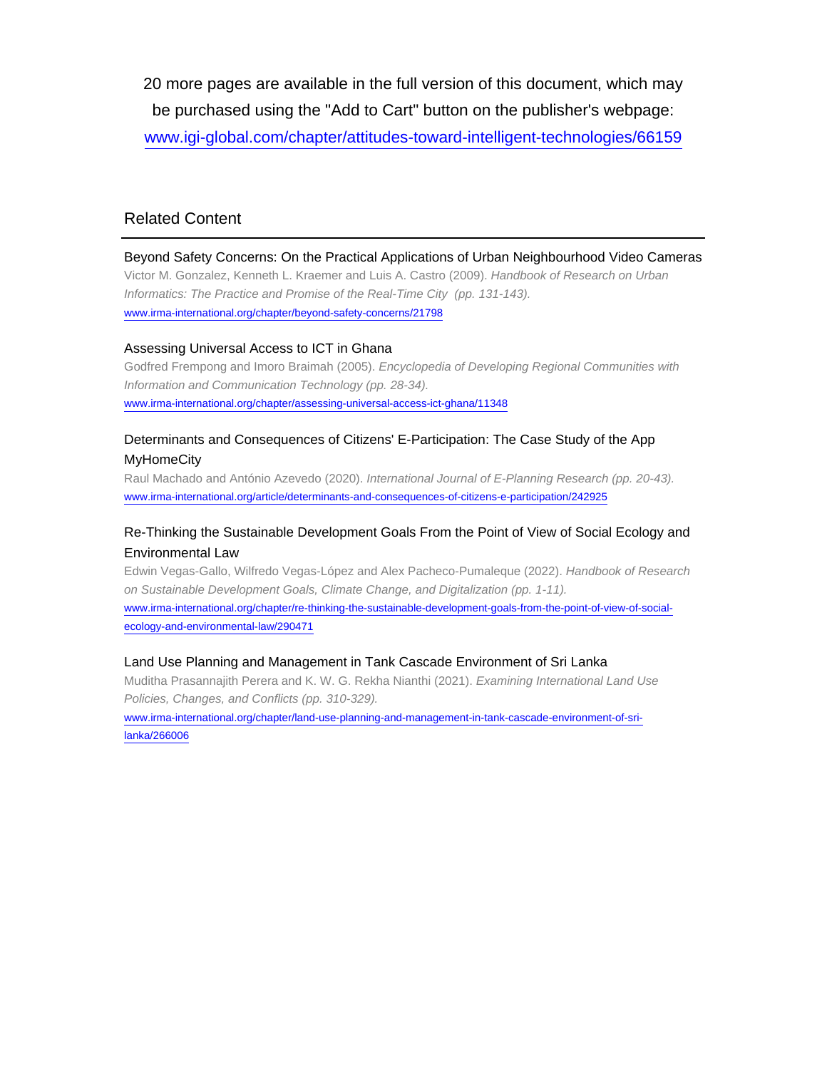20 more pages are available in the full version of this document, which may be purchased using the "Add to Cart" button on the publisher's webpage: [www.igi-global.com/chapter/attitudes-toward-intelligent-technologies/66159](www.igi-global.com/chapter/attitudes-toward-intelligent-technologies/66159)

## Related Content

Beyond Safety Concerns: On the Practical Applications of Urban Neighbourhood Video Cameras
Victor M. Gonzalez, Kenneth L. Kraemer and Luis A. Castro (2009). *Handbook of Research on Urban Informatics: The Practice and Promise of the Real-Time City (pp. 131-143).*
[www.irma-international.org/chapter/beyond-safety-concerns/21798](www.irma-international.org/chapter/beyond-safety-concerns/21798)

Assessing Universal Access to ICT in Ghana
Godfred Frempong and Imoro Braimah (2005). *Encyclopedia of Developing Regional Communities with Information and Communication Technology (pp. 28-34).*
[www.irma-international.org/chapter/assessing-universal-access-ict-ghana/11348](www.irma-international.org/chapter/assessing-universal-access-ict-ghana/11348)

Determinants and Consequences of Citizens' E-Participation: The Case Study of the App MyHomeCity
Raul Machado and António Azevedo (2020). *International Journal of E-Planning Research (pp. 20-43).*
[www.irma-international.org/article/determinants-and-consequences-of-citizens-e-participation/242925](www.irma-international.org/article/determinants-and-consequences-of-citizens-e-participation/242925)

Re-Thinking the Sustainable Development Goals From the Point of View of Social Ecology and Environmental Law
Edwin Vegas-Gallo, Wilfredo Vegas-López and Alex Pacheco-Pumaleque (2022). *Handbook of Research on Sustainable Development Goals, Climate Change, and Digitalization (pp. 1-11).*
[www.irma-international.org/chapter/re-thinking-the-sustainable-development-goals-from-the-point-of-view-of-social-ecology-and-environmental-law/290471](www.irma-international.org/chapter/re-thinking-the-sustainable-development-goals-from-the-point-of-view-of-social-ecology-and-environmental-law/290471)

Land Use Planning and Management in Tank Cascade Environment of Sri Lanka
Muditha Prasannajith Perera and K. W. G. Rekha Nianthi (2021). *Examining International Land Use Policies, Changes, and Conflicts (pp. 310-329).*
[www.irma-international.org/chapter/land-use-planning-and-management-in-tank-cascade-environment-of-sri-lanka/266006](www.irma-international.org/chapter/land-use-planning-and-management-in-tank-cascade-environment-of-sri-lanka/266006)